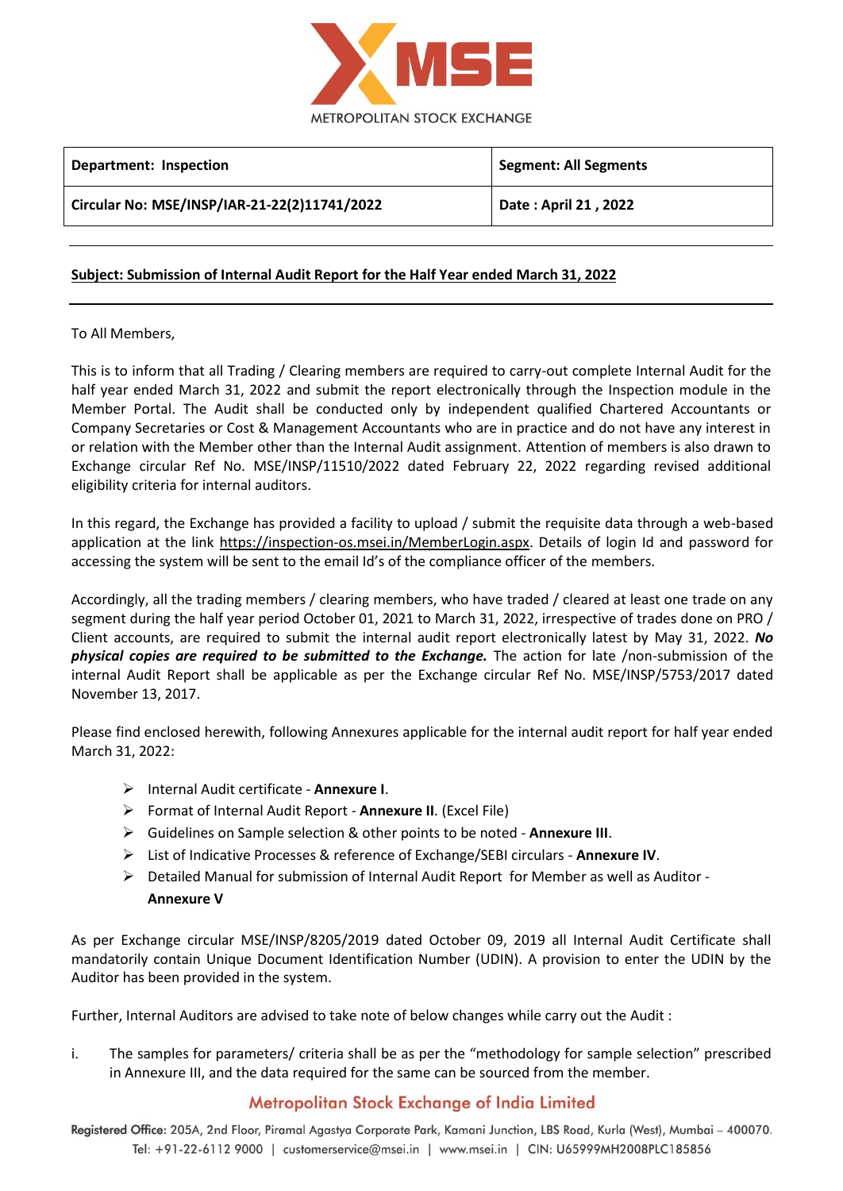METROPOLITAN STOCK EXCHANGE

| Department: Inspection | Segment: All Segments |
| --- | --- |
| Circular No: MSE/INSP/IAR-21-22(2)11741/2022 | Date : April 21 , 2022 |

**Subject: Submission of Internal Audit Report for the Half Year ended March 31, 2022**

To All Members,

This is to inform that all Trading / Clearing members are required to carry-out complete Internal Audit for the half year ended March 31, 2022 and submit the report electronically through the Inspection module in the Member Portal. The Audit shall be conducted only by independent qualified Chartered Accountants or Company Secretaries or Cost & Management Accountants who are in practice and do not have any interest in or relation with the Member other than the Internal Audit assignment. Attention of members is also drawn to Exchange circular Ref No. MSE/INSP/11510/2022 dated February 22, 2022 regarding revised additional eligibility criteria for internal auditors.

In this regard, the Exchange has provided a facility to upload / submit the requisite data through a web-based application at the link https://inspection-os.msei.in/MemberLogin.aspx. Details of login Id and password for accessing the system will be sent to the email Id's of the compliance officer of the members.

Accordingly, all the trading members / clearing members, who have traded / cleared at least one trade on any segment during the half year period October 01, 2021 to March 31, 2022, irrespective of trades done on PRO / Client accounts, are required to submit the internal audit report electronically latest by May 31, 2022. ***No physical copies are required to be submitted to the Exchange.*** The action for late /non-submission of the internal Audit Report shall be applicable as per the Exchange circular Ref No. MSE/INSP/5753/2017 dated November 13, 2017.

Please find enclosed herewith, following Annexures applicable for the internal audit report for half year ended March 31, 2022:

- Internal Audit certificate - **Annexure I**.
- Format of Internal Audit Report - **Annexure II**. (Excel File)
- Guidelines on Sample selection & other points to be noted - **Annexure III**.
- List of Indicative Processes & reference of Exchange/SEBI circulars - **Annexure IV**.
- Detailed Manual for submission of Internal Audit Report for Member as well as Auditor - **Annexure V**

As per Exchange circular MSE/INSP/8205/2019 dated October 09, 2019 all Internal Audit Certificate shall mandatorily contain Unique Document Identification Number (UDIN). A provision to enter the UDIN by the Auditor has been provided in the system.

Further, Internal Auditors are advised to take note of below changes while carry out the Audit :

i. The samples for parameters/ criteria shall be as per the "methodology for sample selection" prescribed in Annexure III, and the data required for the same can be sourced from the member.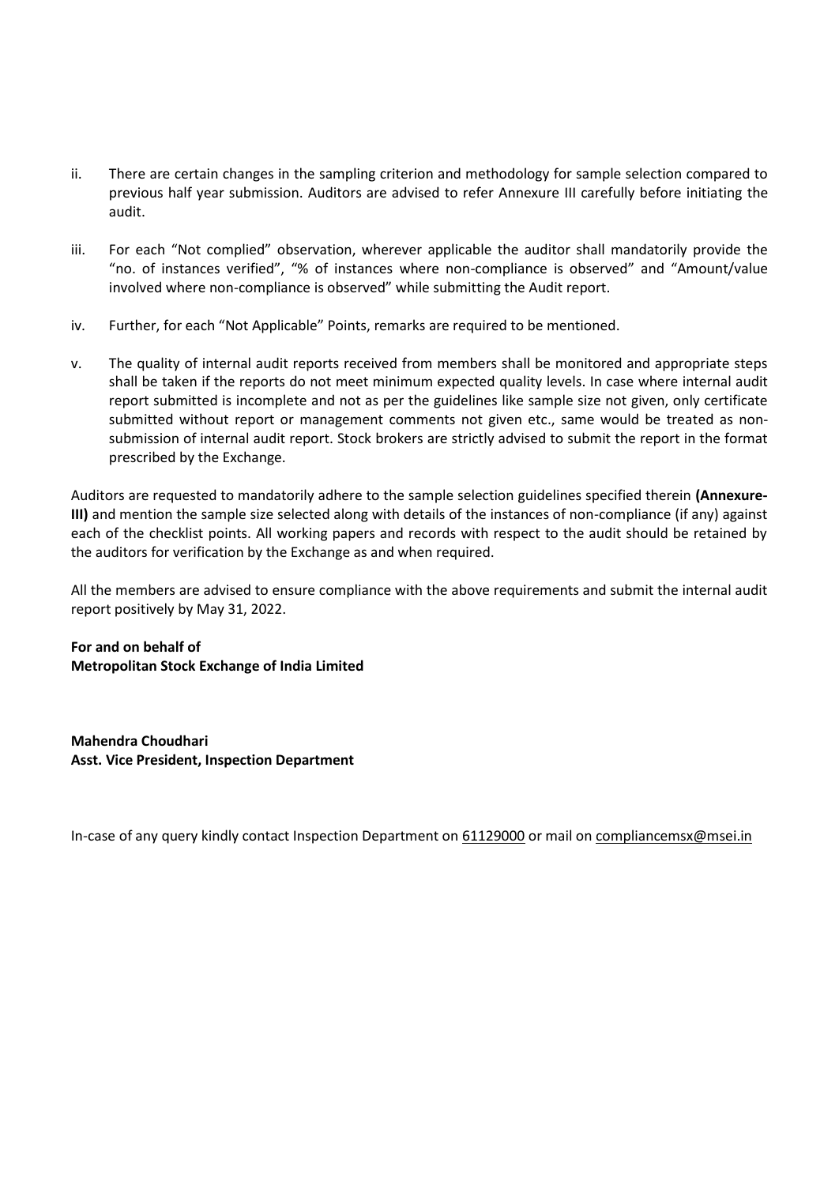ii. There are certain changes in the sampling criterion and methodology for sample selection compared to previous half year submission. Auditors are advised to refer Annexure III carefully before initiating the audit.

iii. For each "Not complied" observation, wherever applicable the auditor shall mandatorily provide the "no. of instances verified", "% of instances where non-compliance is observed" and "Amount/value involved where non-compliance is observed" while submitting the Audit report.

iv. Further, for each "Not Applicable" Points, remarks are required to be mentioned.

v. The quality of internal audit reports received from members shall be monitored and appropriate steps shall be taken if the reports do not meet minimum expected quality levels. In case where internal audit report submitted is incomplete and not as per the guidelines like sample size not given, only certificate submitted without report or management comments not given etc., same would be treated as non-submission of internal audit report. Stock brokers are strictly advised to submit the report in the format prescribed by the Exchange.

Auditors are requested to mandatorily adhere to the sample selection guidelines specified therein **(Annexure-III)** and mention the sample size selected along with details of the instances of non-compliance (if any) against each of the checklist points. All working papers and records with respect to the audit should be retained by the auditors for verification by the Exchange as and when required.

All the members are advised to ensure compliance with the above requirements and submit the internal audit report positively by May 31, 2022.

**For and on behalf of**
**Metropolitan Stock Exchange of India Limited**

**Mahendra Choudhari**
**Asst. Vice President, Inspection Department**

In-case of any query kindly contact Inspection Department on 61129000 or mail on compliancemsx@msei.in